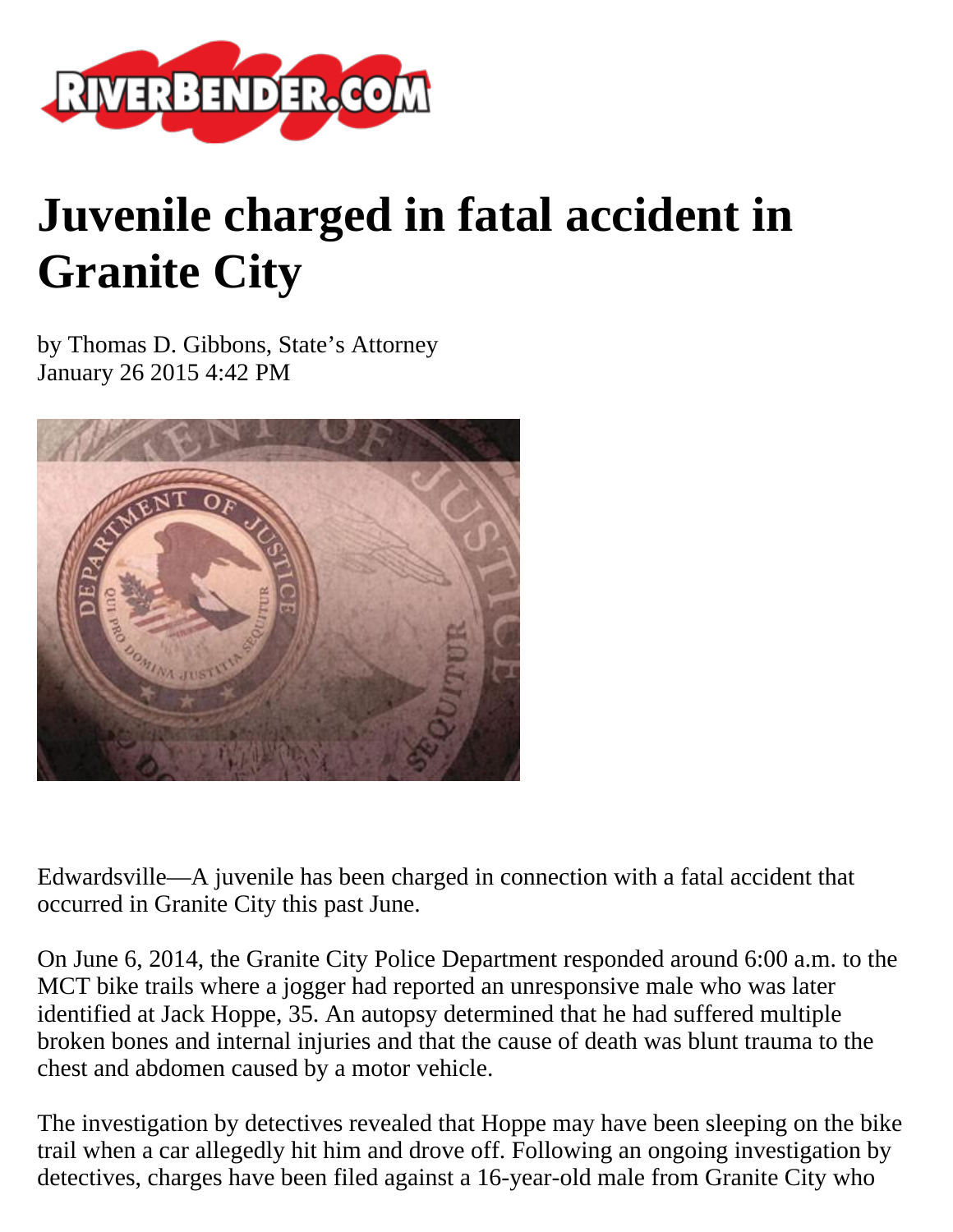# Juvenile charged in fatal accident in Granite City

by Thomas D. Gibbons, State's Attorney
January 26 2015 4:42 PM

Edwardsville—A juvenile has been charged in connection with a fatal accident that occurred in Granite City this past June.

On June 6, 2014, the Granite City Police Department responded around 6:00 a.m. to the MCT bike trails where a jogger had reported an unresponsive male who was later identified at Jack Hoppe, 35. An autopsy determined that he had suffered multiple broken bones and internal injuries and that the cause of death was blunt trauma to the chest and abdomen caused by a motor vehicle.

The investigation by detectives revealed that Hoppe may have been sleeping on the bike trail when a car allegedly hit him and drove off. Following an ongoing investigation by detectives, charges have been filed against a 16-year-old male from Granite City who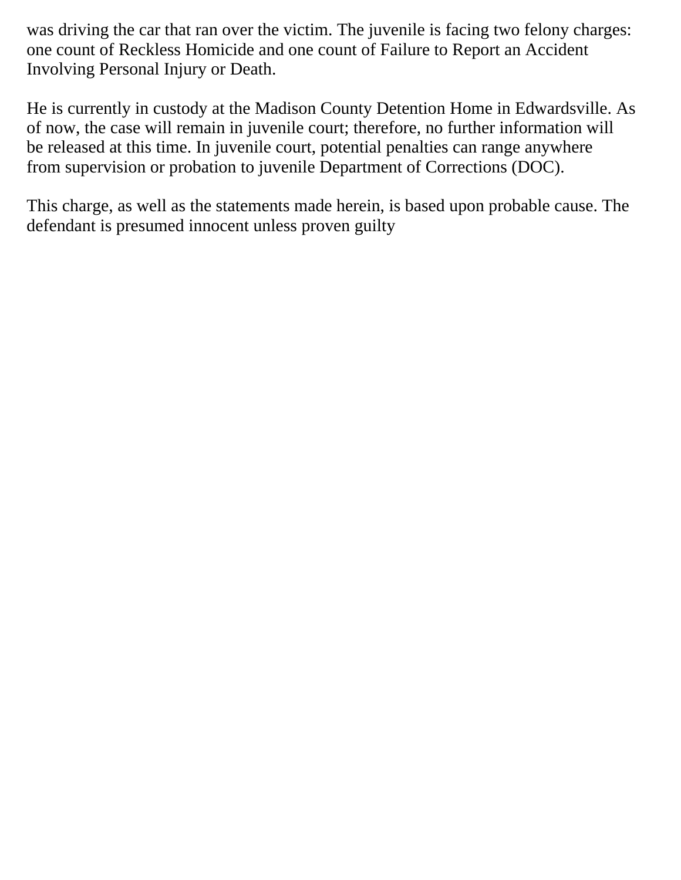was driving the car that ran over the victim. The juvenile is facing two felony charges: one count of Reckless Homicide and one count of Failure to Report an Accident Involving Personal Injury or Death.

He is currently in custody at the Madison County Detention Home in Edwardsville. As of now, the case will remain in juvenile court; therefore, no further information will be released at this time. In juvenile court, potential penalties can range anywhere from supervision or probation to juvenile Department of Corrections (DOC).

This charge, as well as the statements made herein, is based upon probable cause. The defendant is presumed innocent unless proven guilty